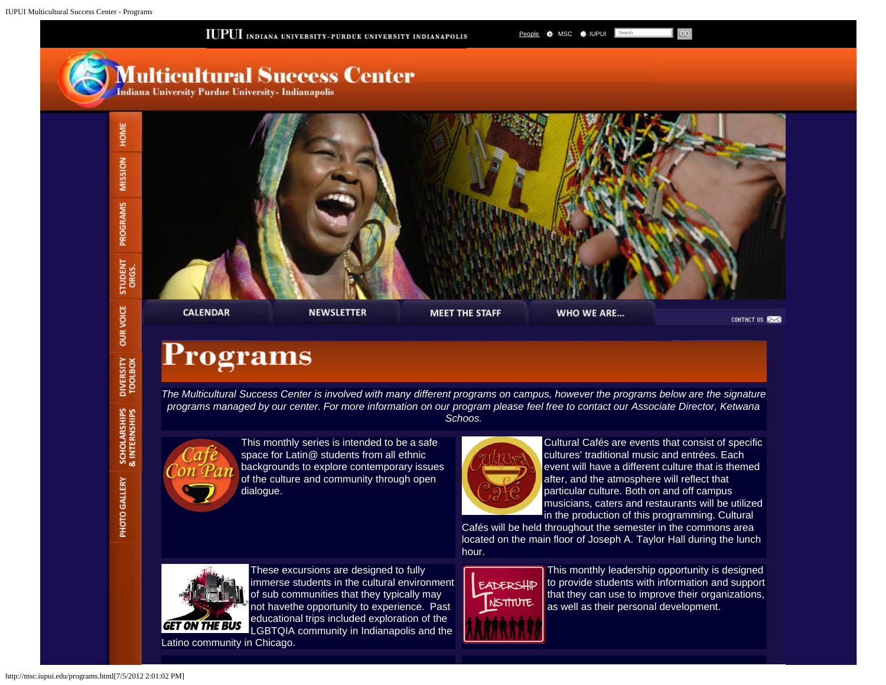IUPUI INDIANA UNIVERSITY-PURDUE UNIVERSITY INDIANAPOLIS

People MSC IUPUI Search GO

# Multicultural Success Center

Indiana University Purdue University- Indianapolis

HOME | MISSION | PROGRAMS | STUDENT ORGS. | OUR VOICE | DIVERSITY TOOLBOX | SCHOLARSHIPS & INTERNSHIPS | PHOTO GALLERY

CALENDAR | NEWSLETTER | MEET THE STAFF | WHO WE ARE... | CONTACT US

## Programs

*The Multicultural Success Center is involved with many different programs on campus, however the programs below are the signature programs managed by our center. For more information on our program please feel free to contact our Associate Director, Ketwana Schoos.*

**Café Con Pan**

This monthly series is intended to be a safe space for Latin@ students from all ethnic backgrounds to explore contemporary issues of the culture and community through open dialogue.

**Cultural Café**

Cultural Cafés are events that consist of specific cultures' traditional music and entrées. Each event will have a different culture that is themed after, and the atmosphere will reflect that particular culture. Both on and off campus musicians, caters and restaurants will be utilized in the production of this programming. Cultural Cafés will be held throughout the semester in the commons area located on the main floor of Joseph A. Taylor Hall during the lunch hour.

**Get On The Bus**

These excursions are designed to fully immerse students in the cultural environment of sub communities that they typically may not havethe opportunity to experience. Past educational trips included exploration of the LGBTQIA community in Indianapolis and the Latino community in Chicago.

**Leadership Institute**

This monthly leadership opportunity is designed to provide students with information and support that they can use to improve their organizations, as well as their personal development.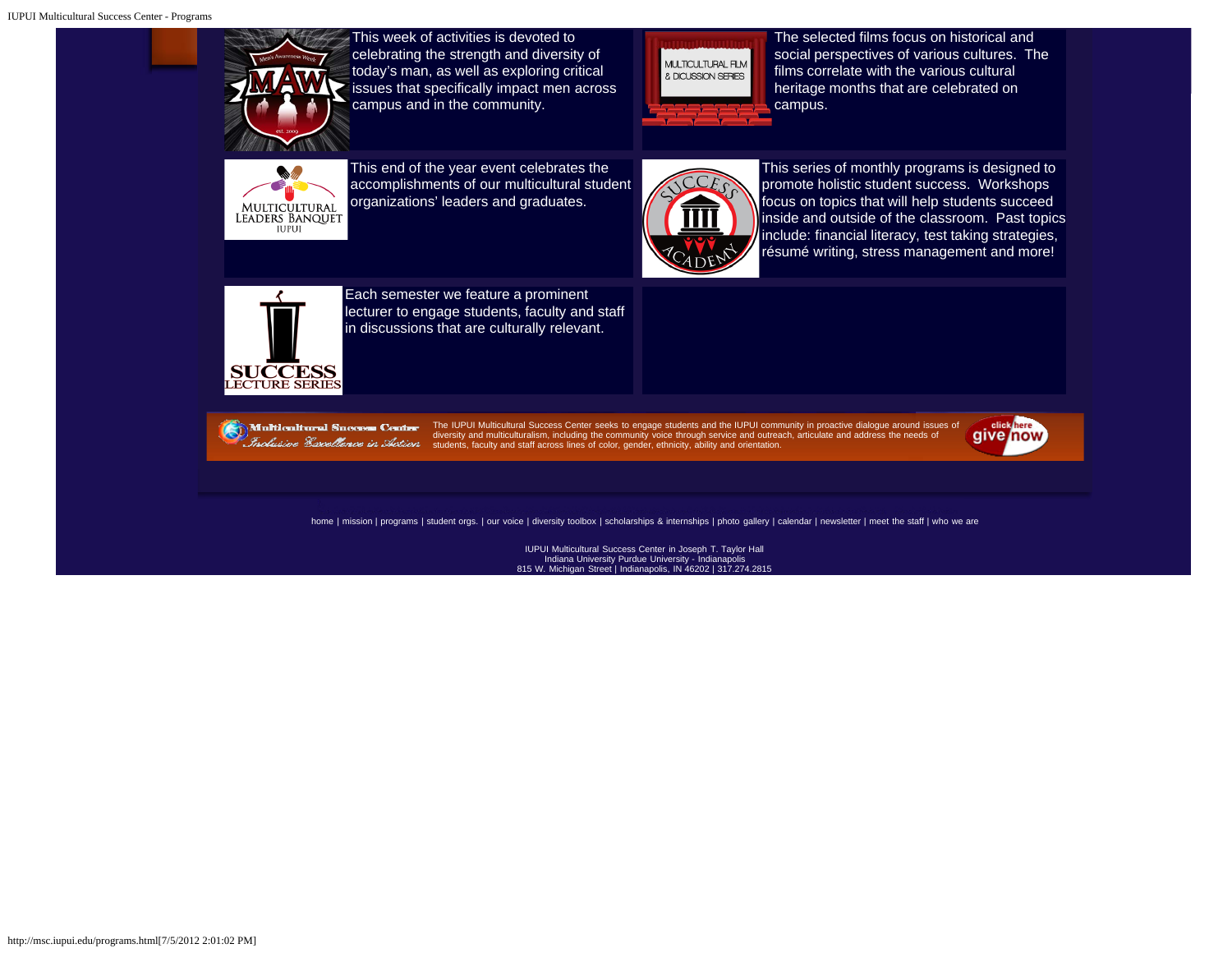This week of activities is devoted to celebrating the strength and diversity of today's man, as well as exploring critical issues that specifically impact men across campus and in the community.

The selected films focus on historical and social perspectives of various cultures. The films correlate with the various cultural heritage months that are celebrated on campus.

This end of the year event celebrates the accomplishments of our multicultural student organizations' leaders and graduates.

This series of monthly programs is designed to promote holistic student success. Workshops focus on topics that will help students succeed inside and outside of the classroom. Past topics include: financial literacy, test taking strategies, résumé writing, stress management and more!

Each semester we feature a prominent lecturer to engage students, faculty and staff in discussions that are culturally relevant.

Multicultural Success Center
*Inclusive Excellence in Action*

The IUPUI Multicultural Success Center seeks to engage students and the IUPUI community in proactive dialogue around issues of diversity and multiculturalism, including the community voice through service and outreach, articulate and address the needs of students, faculty and staff across lines of color, gender, ethnicity, ability and orientation.

click here give now

home | mission | programs | student orgs. | our voice | diversity toolbox | scholarships & internships | photo gallery | calendar | newsletter | meet the staff | who we are

IUPUI Multicultural Success Center in Joseph T. Taylor Hall
Indiana University Purdue University - Indianapolis
815 W. Michigan Street | Indianapolis, IN 46202 | 317.274.2815